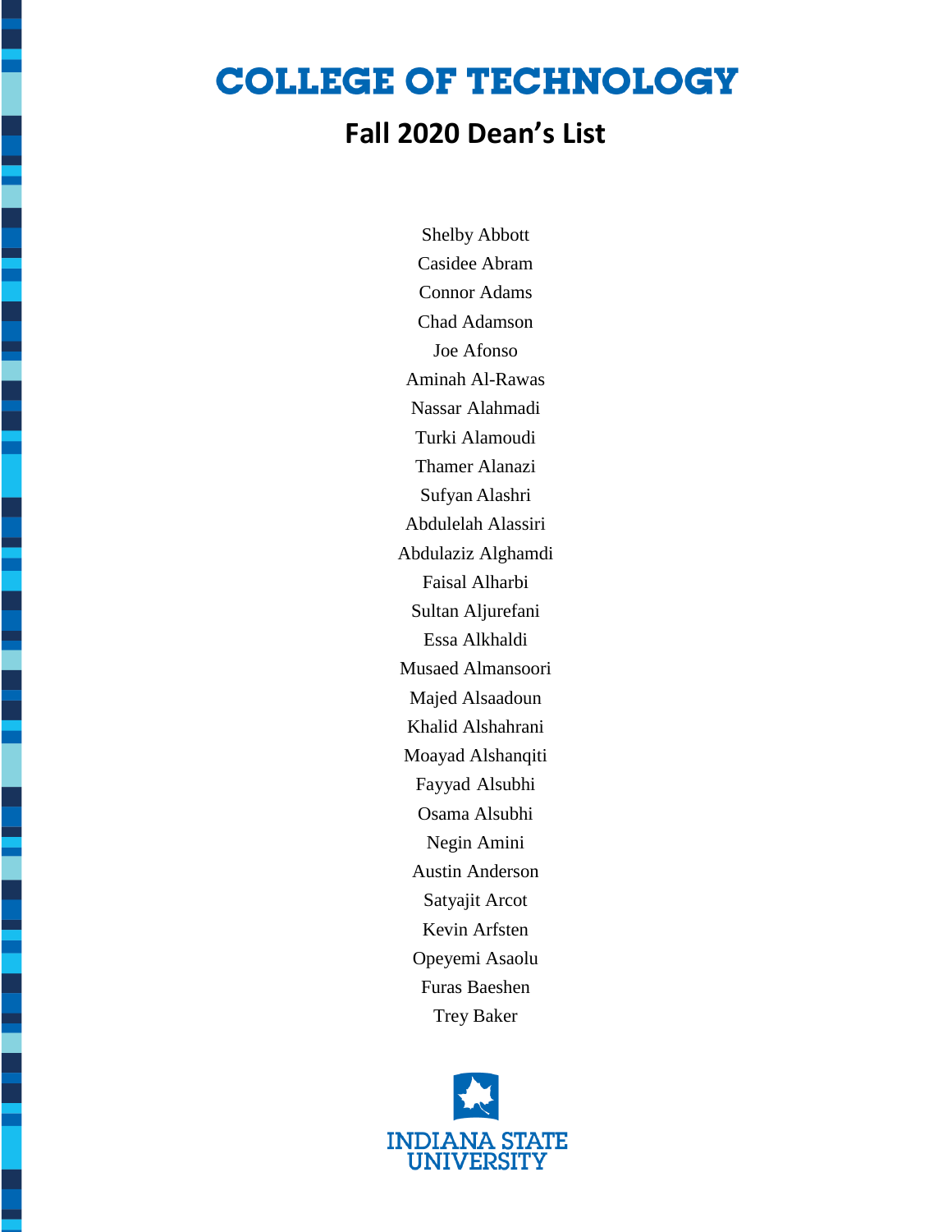# COLLEGE OF TECHNOLOGY

## Fall 2020 Dean's List

Shelby Abbott
Casidee Abram
Connor Adams
Chad Adamson
Joe Afonso
Aminah Al-Rawas
Nassar Alahmadi
Turki Alamoudi
Thamer Alanazi
Sufyan Alashri
Abdulelah Alassiri
Abdulaziz Alghamdi
Faisal Alharbi
Sultan Aljurefani
Essa Alkhaldi
Musaed Almansoori
Majed Alsaadoun
Khalid Alshahrani
Moayad Alshanqiti
Fayyad Alsubhi
Osama Alsubhi
Negin Amini
Austin Anderson
Satyajit Arcot
Kevin Arfsten
Opeyemi Asaolu
Furas Baeshen
Trey Baker

INDIANA STATE UNIVERSITY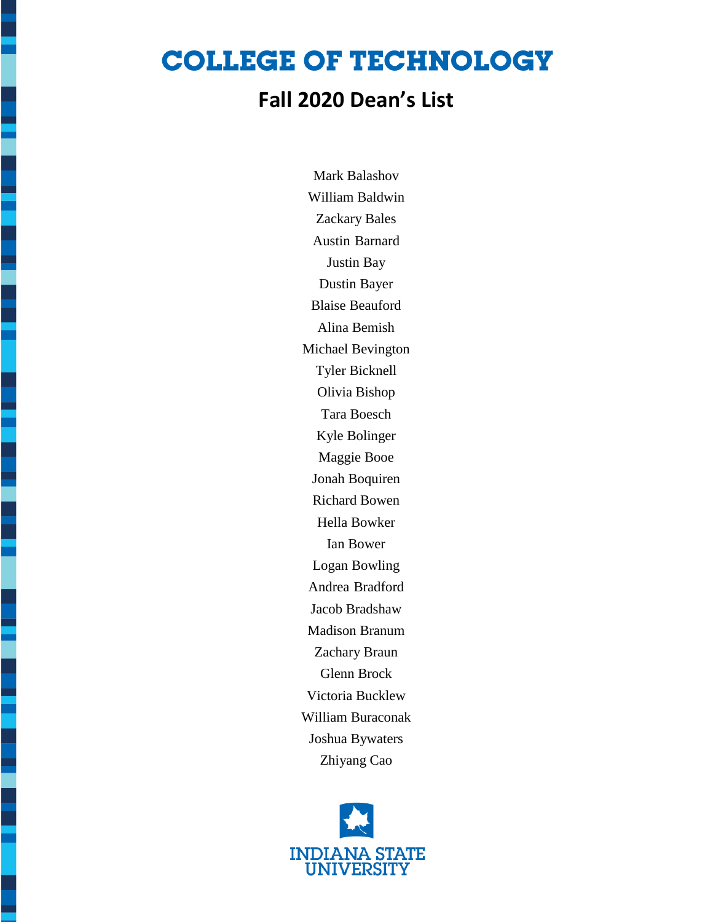# COLLEGE OF TECHNOLOGY

## Fall 2020 Dean's List

Mark Balashov

William Baldwin

Zackary Bales

Austin Barnard

Justin Bay

Dustin Bayer

Blaise Beauford

Alina Bemish

Michael Bevington

Tyler Bicknell

Olivia Bishop

Tara Boesch

Kyle Bolinger

Maggie Booe

Jonah Boquiren

Richard Bowen

Hella Bowker

Ian Bower

Logan Bowling

Andrea Bradford

Jacob Bradshaw

Madison Branum

Zachary Braun

Glenn Brock

Victoria Bucklew

William Buraconak

Joshua Bywaters

Zhiyang Cao

INDIANA STATE UNIVERSITY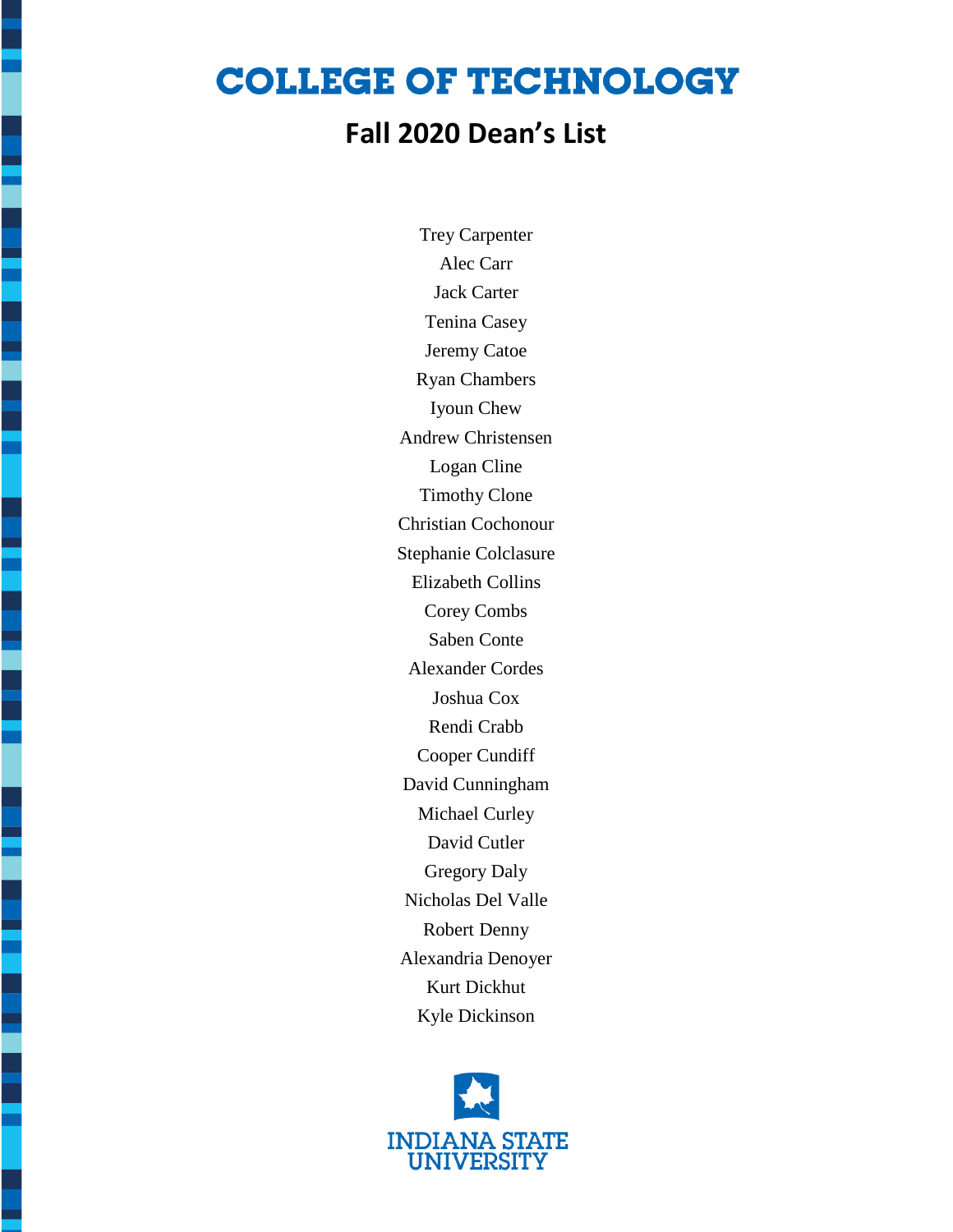# COLLEGE OF TECHNOLOGY

## Fall 2020 Dean's List

Trey Carpenter
Alec Carr
Jack Carter
Tenina Casey
Jeremy Catoe
Ryan Chambers
Iyoun Chew
Andrew Christensen
Logan Cline
Timothy Clone
Christian Cochonour
Stephanie Colclasure
Elizabeth Collins
Corey Combs
Saben Conte
Alexander Cordes
Joshua Cox
Rendi Crabb
Cooper Cundiff
David Cunningham
Michael Curley
David Cutler
Gregory Daly
Nicholas Del Valle
Robert Denny
Alexandria Denoyer
Kurt Dickhut
Kyle Dickinson

INDIANA STATE UNIVERSITY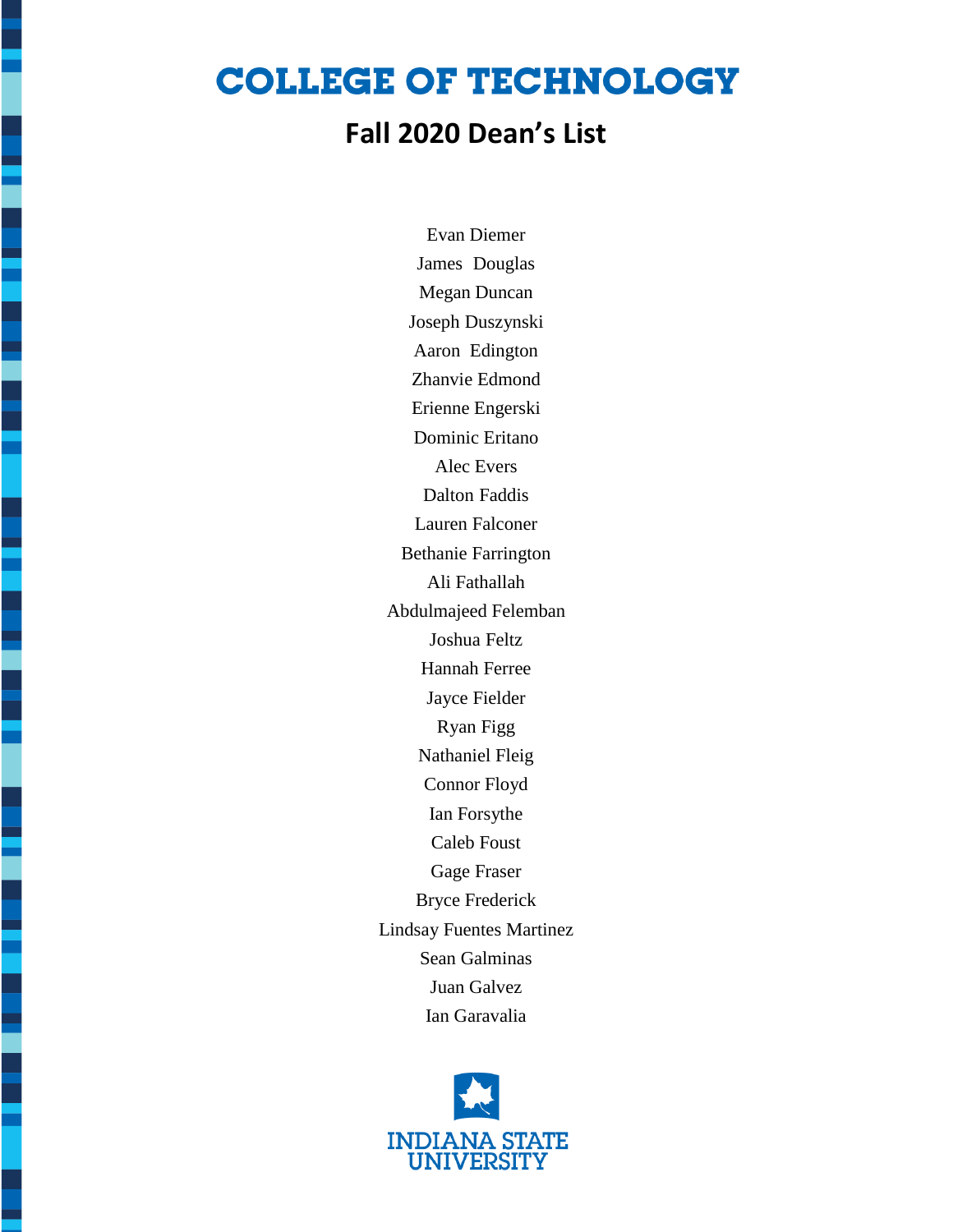# COLLEGE OF TECHNOLOGY

## Fall 2020 Dean's List

Evan Diemer

James Douglas

Megan Duncan

Joseph Duszynski

Aaron Edington

Zhanvie Edmond

Erienne Engerski

Dominic Eritano

Alec Evers

Dalton Faddis

Lauren Falconer

Bethanie Farrington

Ali Fathallah

Abdulmajeed Felemban

Joshua Feltz

Hannah Ferree

Jayce Fielder

Ryan Figg

Nathaniel Fleig

Connor Floyd

Ian Forsythe

Caleb Foust

Gage Fraser

Bryce Frederick

Lindsay Fuentes Martinez

Sean Galminas

Juan Galvez

Ian Garavalia

INDIANA STATE UNIVERSITY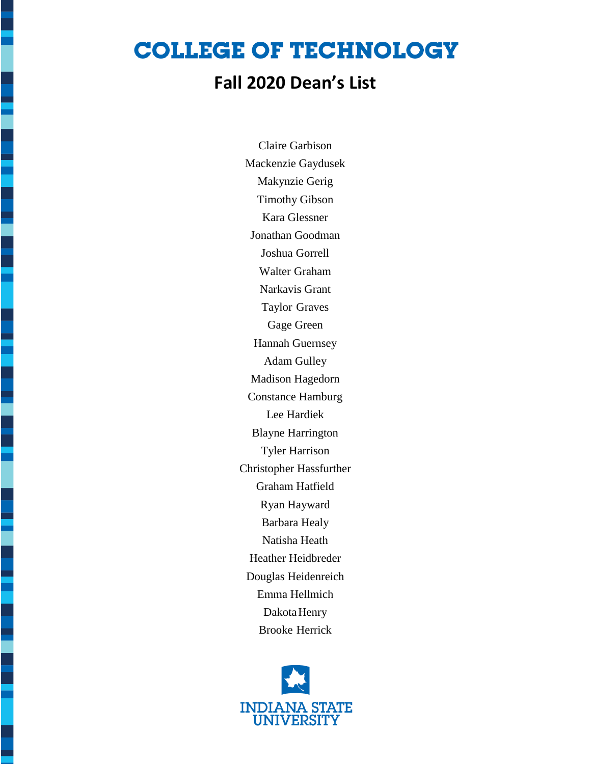# COLLEGE OF TECHNOLOGY

## Fall 2020 Dean's List

Claire Garbison
Mackenzie Gaydusek
Makynzie Gerig
Timothy Gibson
Kara Glessner
Jonathan Goodman
Joshua Gorrell
Walter Graham
Narkavis Grant
Taylor Graves
Gage Green
Hannah Guernsey
Adam Gulley
Madison Hagedorn
Constance Hamburg
Lee Hardiek
Blayne Harrington
Tyler Harrison
Christopher Hassfurther
Graham Hatfield
Ryan Hayward
Barbara Healy
Natisha Heath
Heather Heidbreder
Douglas Heidenreich
Emma Hellmich
Dakota Henry
Brooke Herrick

INDIANA STATE UNIVERSITY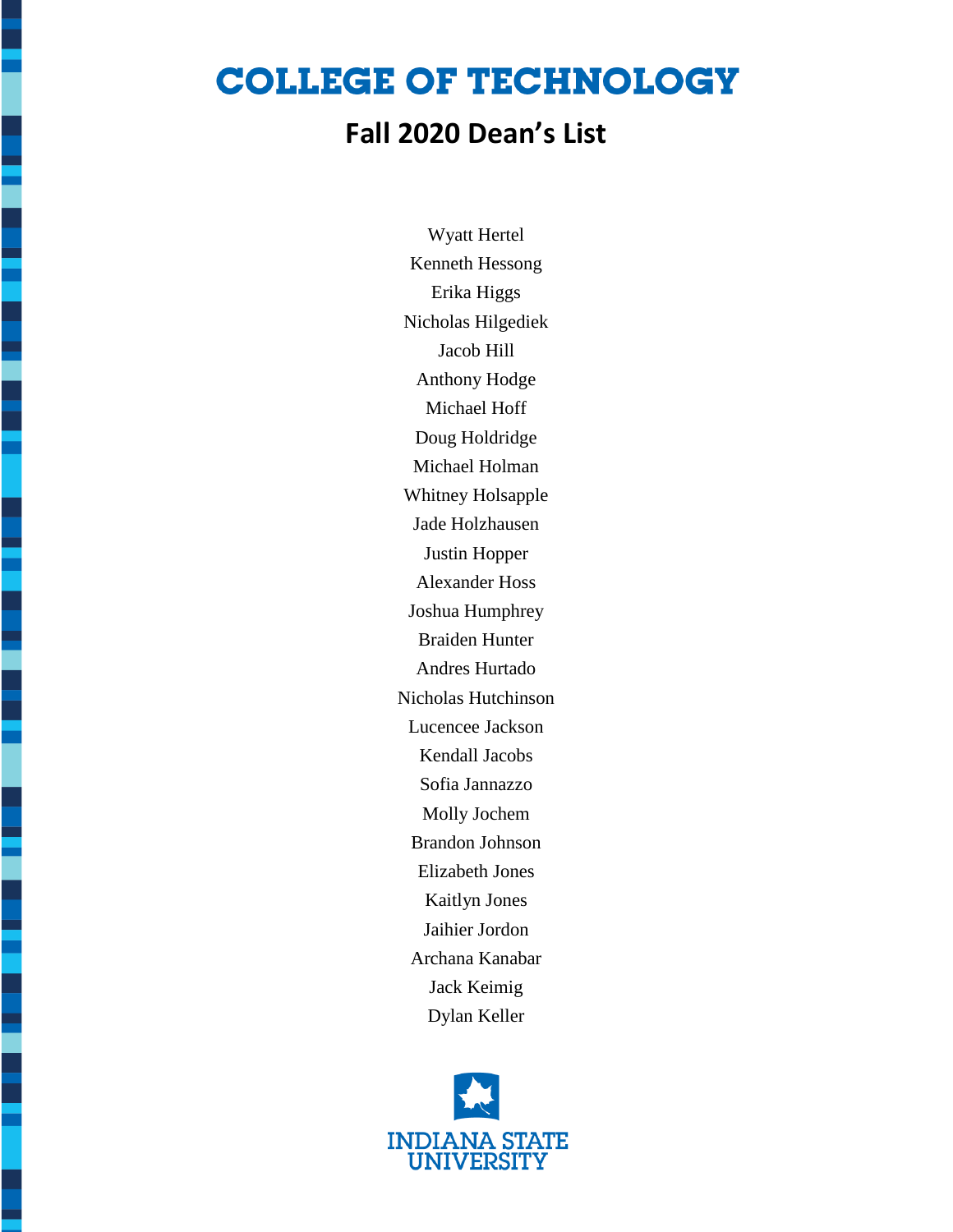# COLLEGE OF TECHNOLOGY

## Fall 2020 Dean's List

Wyatt Hertel

Kenneth Hessong

Erika Higgs

Nicholas Hilgediek

Jacob Hill

Anthony Hodge

Michael Hoff

Doug Holdridge

Michael Holman

Whitney Holsapple

Jade Holzhausen

Justin Hopper

Alexander Hoss

Joshua Humphrey

Braiden Hunter

Andres Hurtado

Nicholas Hutchinson

Lucencee Jackson

Kendall Jacobs

Sofia Jannazzo

Molly Jochem

Brandon Johnson

Elizabeth Jones

Kaitlyn Jones

Jaihier Jordon

Archana Kanabar

Jack Keimig

Dylan Keller

INDIANA STATE UNIVERSITY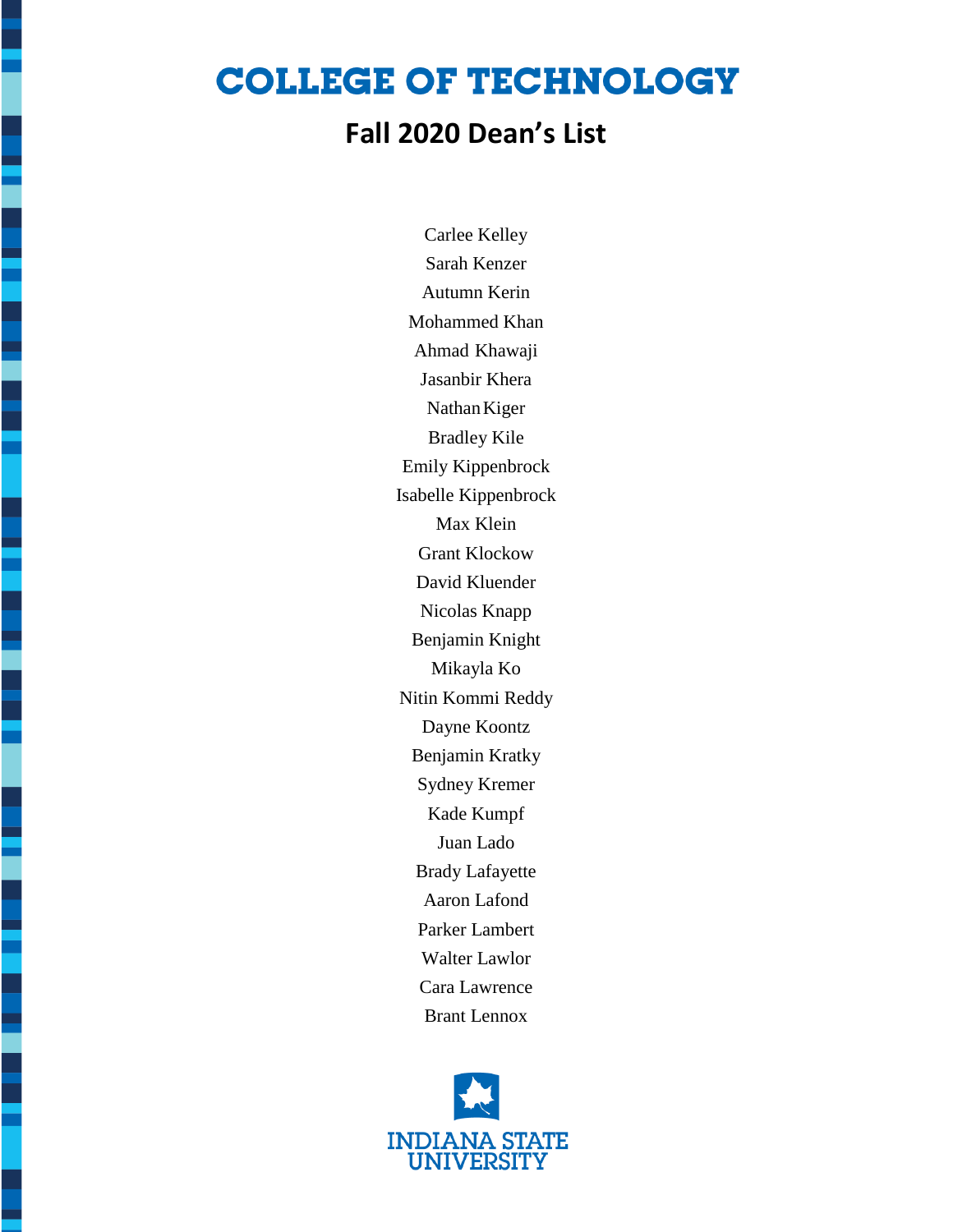# COLLEGE OF TECHNOLOGY

## Fall 2020 Dean's List

Carlee Kelley
Sarah Kenzer
Autumn Kerin
Mohammed Khan
Ahmad Khawaji
Jasanbir Khera
Nathan Kiger
Bradley Kile
Emily Kippenbrock
Isabelle Kippenbrock
Max Klein
Grant Klockow
David Kluender
Nicolas Knapp
Benjamin Knight
Mikayla Ko
Nitin Kommi Reddy
Dayne Koontz
Benjamin Kratky
Sydney Kremer
Kade Kumpf
Juan Lado
Brady Lafayette
Aaron Lafond
Parker Lambert
Walter Lawlor
Cara Lawrence
Brant Lennox

INDIANA STATE UNIVERSITY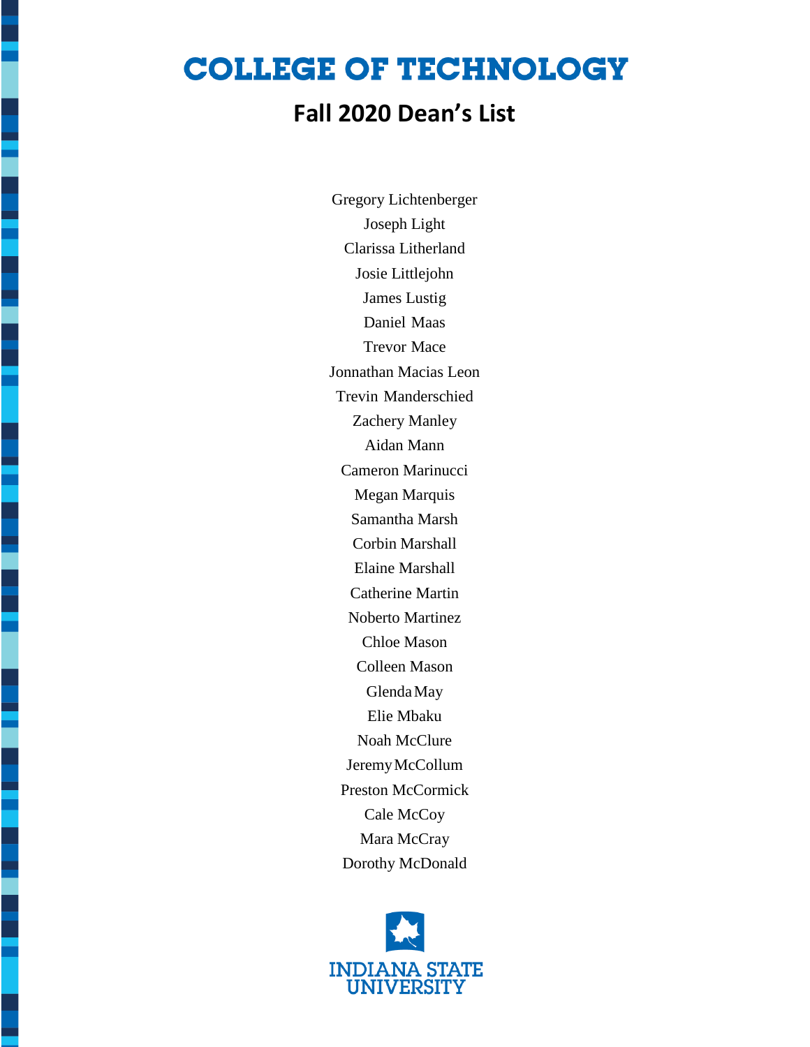# COLLEGE OF TECHNOLOGY

## Fall 2020 Dean's List

Gregory Lichtenberger

Joseph Light

Clarissa Litherland

Josie Littlejohn

James Lustig

Daniel Maas

Trevor Mace

Jonnathan Macias Leon

Trevin Manderschied

Zachery Manley

Aidan Mann

Cameron Marinucci

Megan Marquis

Samantha Marsh

Corbin Marshall

Elaine Marshall

Catherine Martin

Noberto Martinez

Chloe Mason

Colleen Mason

Glenda May

Elie Mbaku

Noah McClure

Jeremy McCollum

Preston McCormick

Cale McCoy

Mara McCray

Dorothy McDonald

INDIANA STATE UNIVERSITY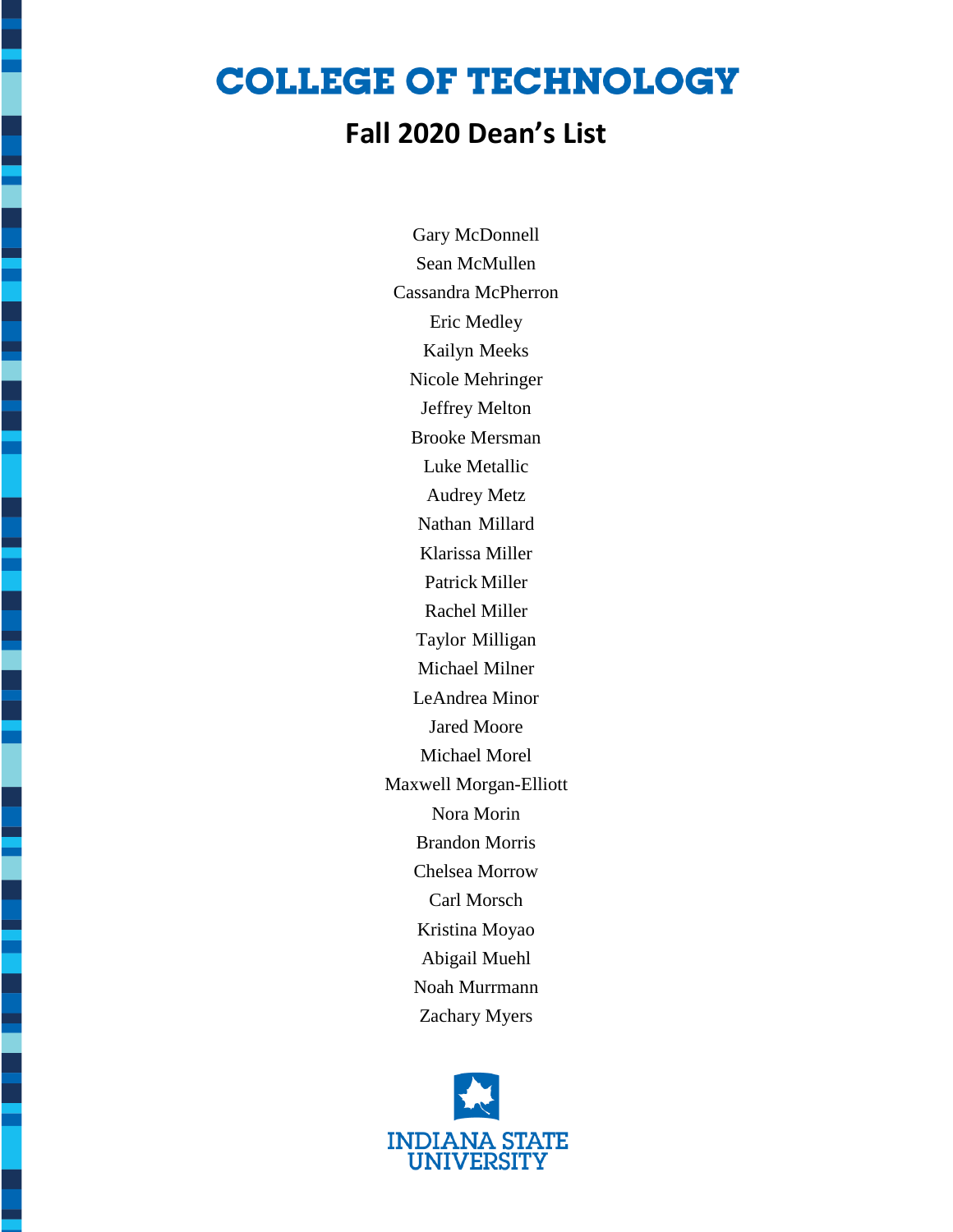# COLLEGE OF TECHNOLOGY

## Fall 2020 Dean's List

Gary McDonnell

Sean McMullen

Cassandra McPherron

Eric Medley

Kailyn Meeks

Nicole Mehringer

Jeffrey Melton

Brooke Mersman

Luke Metallic

Audrey Metz

Nathan Millard

Klarissa Miller

Patrick Miller

Rachel Miller

Taylor Milligan

Michael Milner

LeAndrea Minor

Jared Moore

Michael Morel

Maxwell Morgan-Elliott

Nora Morin

Brandon Morris

Chelsea Morrow

Carl Morsch

Kristina Moyao

Abigail Muehl

Noah Murrmann

Zachary Myers

INDIANA STATE UNIVERSITY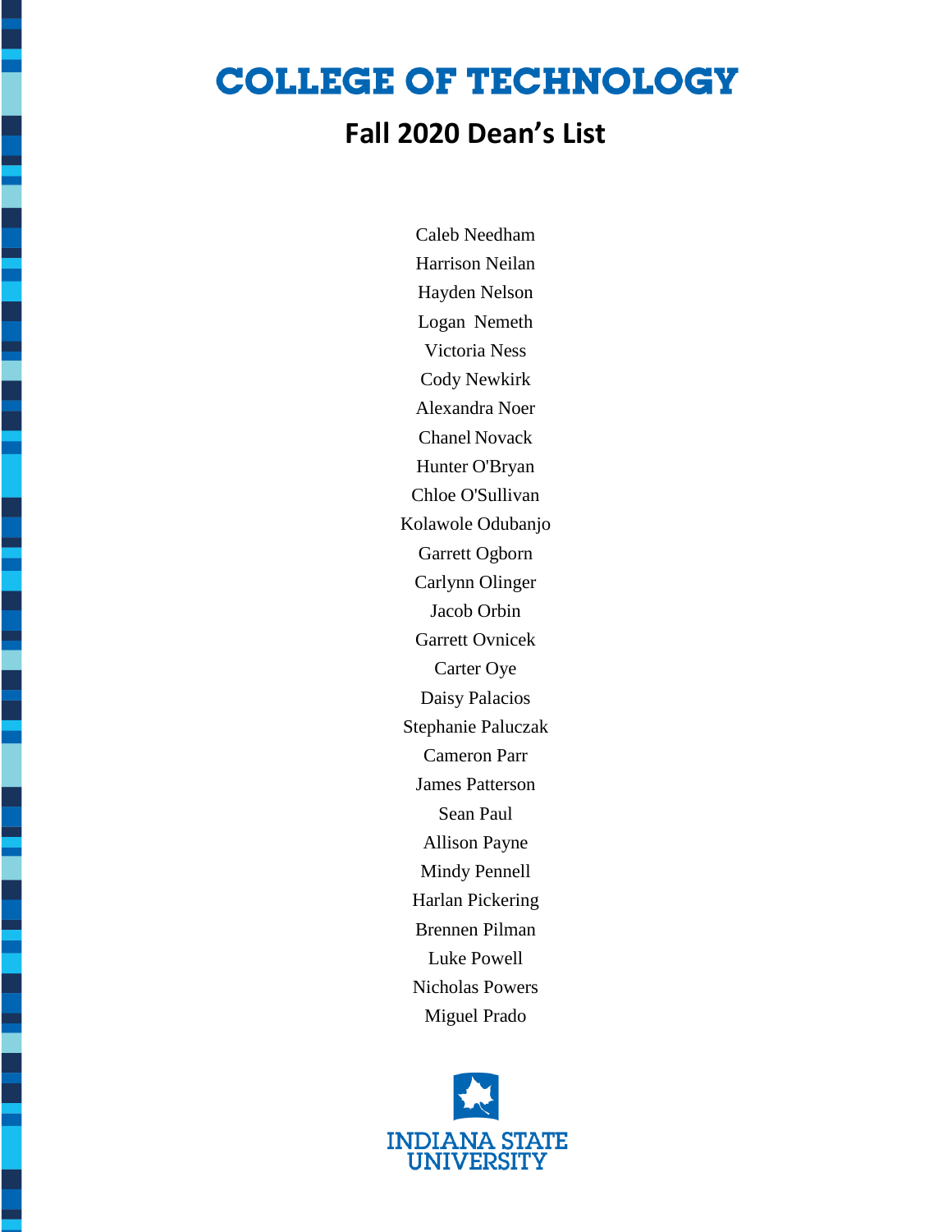# COLLEGE OF TECHNOLOGY

## Fall 2020 Dean's List

Caleb Needham

Harrison Neilan

Hayden Nelson

Logan Nemeth

Victoria Ness

Cody Newkirk

Alexandra Noer

Chanel Novack

Hunter O'Bryan

Chloe O'Sullivan

Kolawole Odubanjo

Garrett Ogborn

Carlynn Olinger

Jacob Orbin

Garrett Ovnicek

Carter Oye

Daisy Palacios

Stephanie Paluczak

Cameron Parr

James Patterson

Sean Paul

Allison Payne

Mindy Pennell

Harlan Pickering

Brennen Pilman

Luke Powell

Nicholas Powers

Miguel Prado

INDIANA STATE UNIVERSITY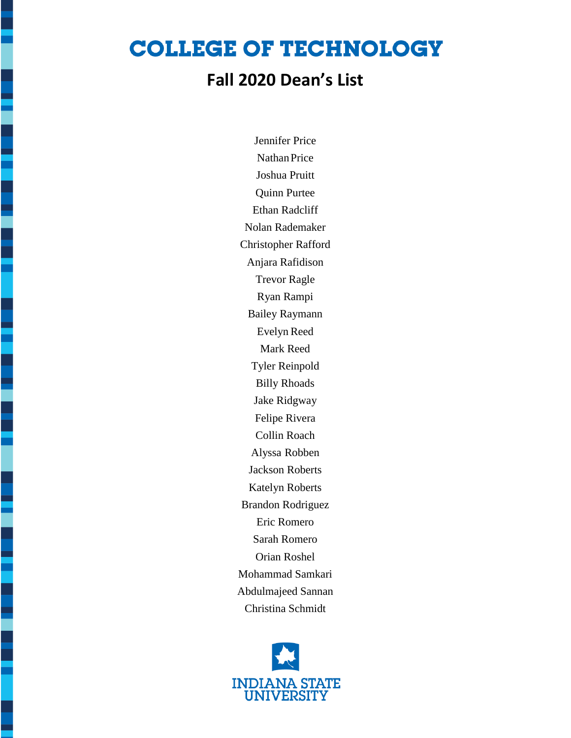# COLLEGE OF TECHNOLOGY

## Fall 2020 Dean's List

Jennifer Price

Nathan Price

Joshua Pruitt

Quinn Purtee

Ethan Radcliff

Nolan Rademaker

Christopher Rafford

Anjara Rafidison

Trevor Ragle

Ryan Rampi

Bailey Raymann

Evelyn Reed

Mark Reed

Tyler Reinpold

Billy Rhoads

Jake Ridgway

Felipe Rivera

Collin Roach

Alyssa Robben

Jackson Roberts

Katelyn Roberts

Brandon Rodriguez

Eric Romero

Sarah Romero

Orian Roshel

Mohammad Samkari

Abdulmajeed Sannan

Christina Schmidt

INDIANA STATE UNIVERSITY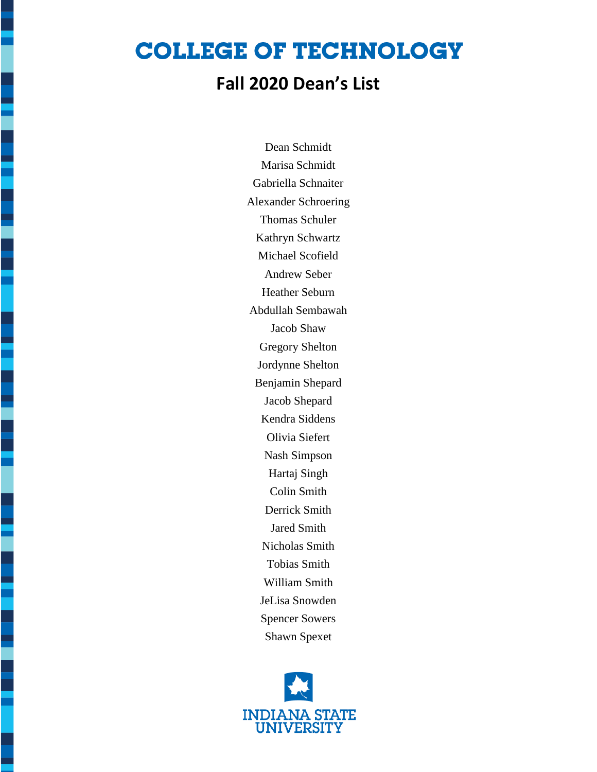# COLLEGE OF TECHNOLOGY

## Fall 2020 Dean's List

Dean Schmidt
Marisa Schmidt
Gabriella Schnaiter
Alexander Schroering
Thomas Schuler
Kathryn Schwartz
Michael Scofield
Andrew Seber
Heather Seburn
Abdullah Sembawah
Jacob Shaw
Gregory Shelton
Jordynne Shelton
Benjamin Shepard
Jacob Shepard
Kendra Siddens
Olivia Siefert
Nash Simpson
Hartaj Singh
Colin Smith
Derrick Smith
Jared Smith
Nicholas Smith
Tobias Smith
William Smith
JeLisa Snowden
Spencer Sowers
Shawn Spexet

INDIANA STATE UNIVERSITY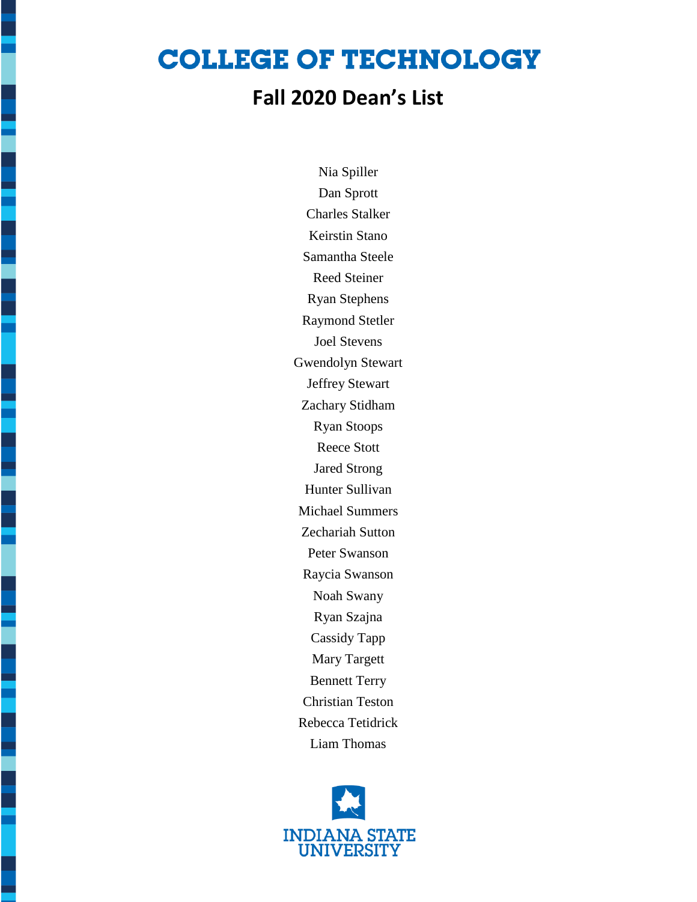# COLLEGE OF TECHNOLOGY

## Fall 2020 Dean's List

Nia Spiller
Dan Sprott
Charles Stalker
Keirstin Stano
Samantha Steele
Reed Steiner
Ryan Stephens
Raymond Stetler
Joel Stevens
Gwendolyn Stewart
Jeffrey Stewart
Zachary Stidham
Ryan Stoops
Reece Stott
Jared Strong
Hunter Sullivan
Michael Summers
Zechariah Sutton
Peter Swanson
Raycia Swanson
Noah Swany
Ryan Szajna
Cassidy Tapp
Mary Targett
Bennett Terry
Christian Teston
Rebecca Tetidrick
Liam Thomas

INDIANA STATE UNIVERSITY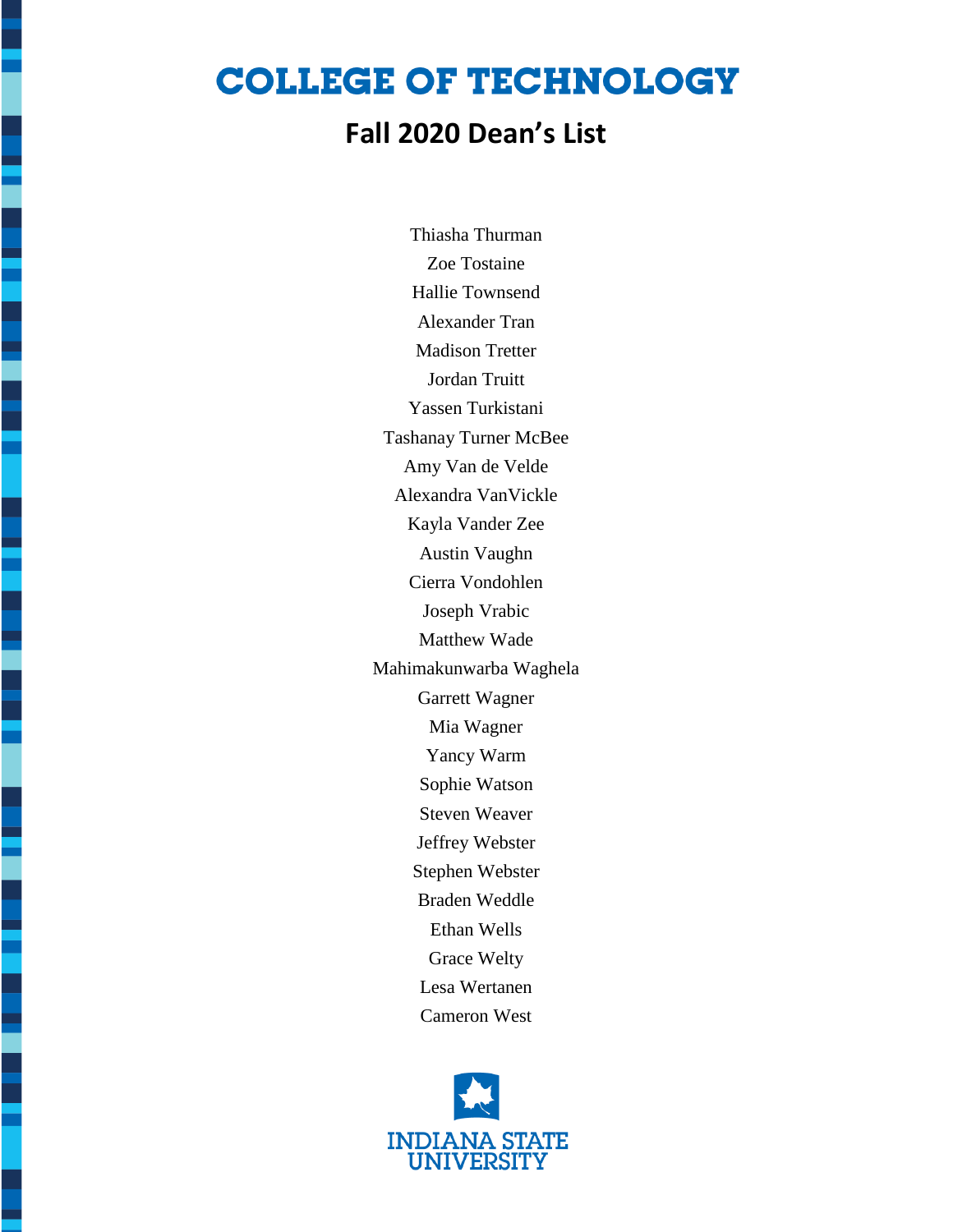# COLLEGE OF TECHNOLOGY

## Fall 2020 Dean's List

Thiasha Thurman
Zoe Tostaine
Hallie Townsend
Alexander Tran
Madison Tretter
Jordan Truitt
Yassen Turkistani
Tashanay Turner McBee
Amy Van de Velde
Alexandra VanVickle
Kayla Vander Zee
Austin Vaughn
Cierra Vondohlen
Joseph Vrabic
Matthew Wade
Mahimakunwarba Waghela
Garrett Wagner
Mia Wagner
Yancy Warm
Sophie Watson
Steven Weaver
Jeffrey Webster
Stephen Webster
Braden Weddle
Ethan Wells
Grace Welty
Lesa Wertanen
Cameron West

INDIANA STATE UNIVERSITY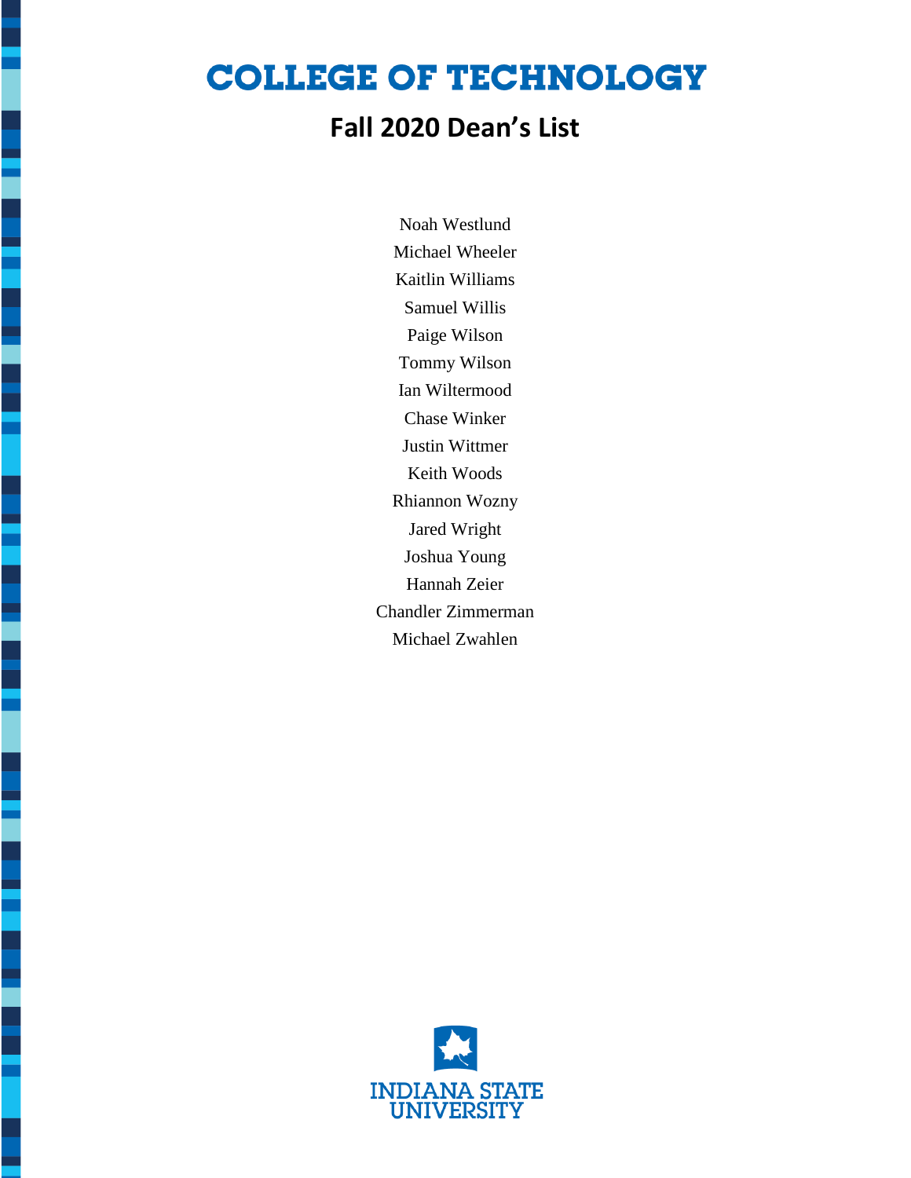# COLLEGE OF TECHNOLOGY

## Fall 2020 Dean's List

Noah Westlund
Michael Wheeler
Kaitlin Williams
Samuel Willis
Paige Wilson
Tommy Wilson
Ian Wiltermood
Chase Winker
Justin Wittmer
Keith Woods
Rhiannon Wozny
Jared Wright
Joshua Young
Hannah Zeier
Chandler Zimmerman
Michael Zwahlen

INDIANA STATE UNIVERSITY